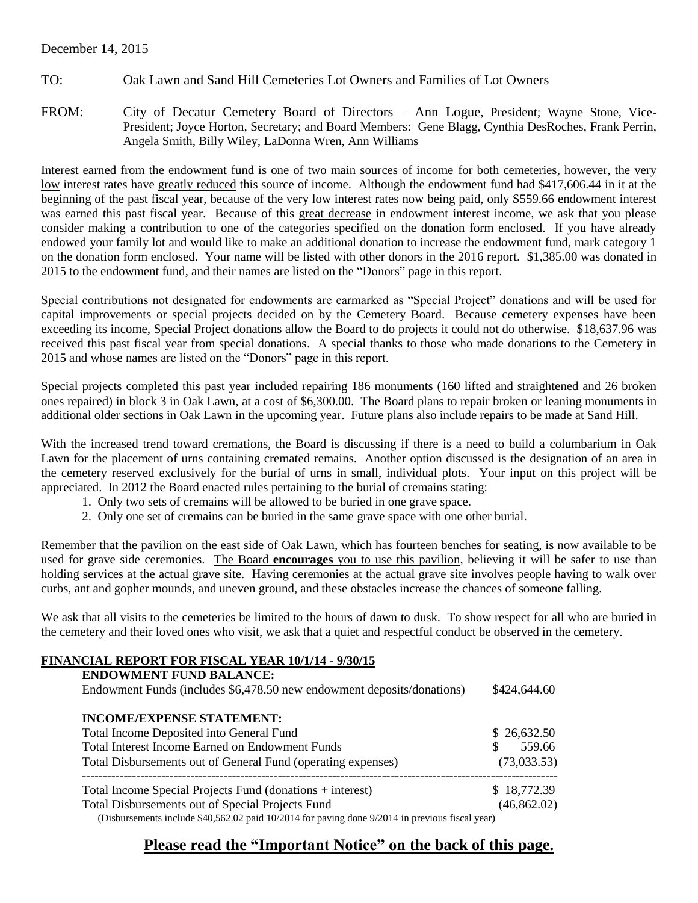December 14, 2015

TO: Oak Lawn and Sand Hill Cemeteries Lot Owners and Families of Lot Owners

FROM: City of Decatur Cemetery Board of Directors – Ann Logue, President; Wayne Stone, Vice-President; Joyce Horton, Secretary; and Board Members: Gene Blagg, Cynthia DesRoches, Frank Perrin, Angela Smith, Billy Wiley, LaDonna Wren, Ann Williams

Interest earned from the endowment fund is one of two main sources of income for both cemeteries, however, the very low interest rates have greatly reduced this source of income. Although the endowment fund had $417,606.44 in it at the beginning of the past fiscal year, because of the very low interest rates now being paid, only $559.66 endowment interest was earned this past fiscal year. Because of this great decrease in endowment interest income, we ask that you please consider making a contribution to one of the categories specified on the donation form enclosed. If you have already endowed your family lot and would like to make an additional donation to increase the endowment fund, mark category 1 on the donation form enclosed. Your name will be listed with other donors in the 2016 report. $1,385.00 was donated in 2015 to the endowment fund, and their names are listed on the "Donors" page in this report.

Special contributions not designated for endowments are earmarked as "Special Project" donations and will be used for capital improvements or special projects decided on by the Cemetery Board. Because cemetery expenses have been exceeding its income, Special Project donations allow the Board to do projects it could not do otherwise. $18,637.96 was received this past fiscal year from special donations. A special thanks to those who made donations to the Cemetery in 2015 and whose names are listed on the "Donors" page in this report.

Special projects completed this past year included repairing 186 monuments (160 lifted and straightened and 26 broken ones repaired) in block 3 in Oak Lawn, at a cost of $6,300.00. The Board plans to repair broken or leaning monuments in additional older sections in Oak Lawn in the upcoming year. Future plans also include repairs to be made at Sand Hill.

With the increased trend toward cremations, the Board is discussing if there is a need to build a columbarium in Oak Lawn for the placement of urns containing cremated remains. Another option discussed is the designation of an area in the cemetery reserved exclusively for the burial of urns in small, individual plots. Your input on this project will be appreciated. In 2012 the Board enacted rules pertaining to the burial of cremains stating:

1. Only two sets of cremains will be allowed to be buried in one grave space.
2. Only one set of cremains can be buried in the same grave space with one other burial.

Remember that the pavilion on the east side of Oak Lawn, which has fourteen benches for seating, is now available to be used for grave side ceremonies. The Board **encourages** you to use this pavilion, believing it will be safer to use than holding services at the actual grave site. Having ceremonies at the actual grave site involves people having to walk over curbs, ant and gopher mounds, and uneven ground, and these obstacles increase the chances of someone falling.

We ask that all visits to the cemeteries be limited to the hours of dawn to dusk. To show respect for all who are buried in the cemetery and their loved ones who visit, we ask that a quiet and respectful conduct be observed in the cemetery.

## FINANCIAL REPORT FOR FISCAL YEAR 10/1/14 - 9/30/15

**ENDOWMENT FUND BALANCE:**

| | |
|---|---|
| Endowment Funds (includes $6,478.50 new endowment deposits/donations) | $424,644.60 |

**INCOME/EXPENSE STATEMENT:**

| | |
|---|---|
| Total Income Deposited into General Fund | $ 26,632.50 |
| Total Interest Income Earned on Endowment Funds | $ 559.66 |
| Total Disbursements out of General Fund (operating expenses) | (73,033.53) |
| Total Income Special Projects Fund (donations + interest) | $ 18,772.39 |
| Total Disbursements out of Special Projects Fund | (46,862.02) |

(Disbursements include $40,562.02 paid 10/2014 for paving done 9/2014 in previous fiscal year)

## Please read the "Important Notice" on the back of this page.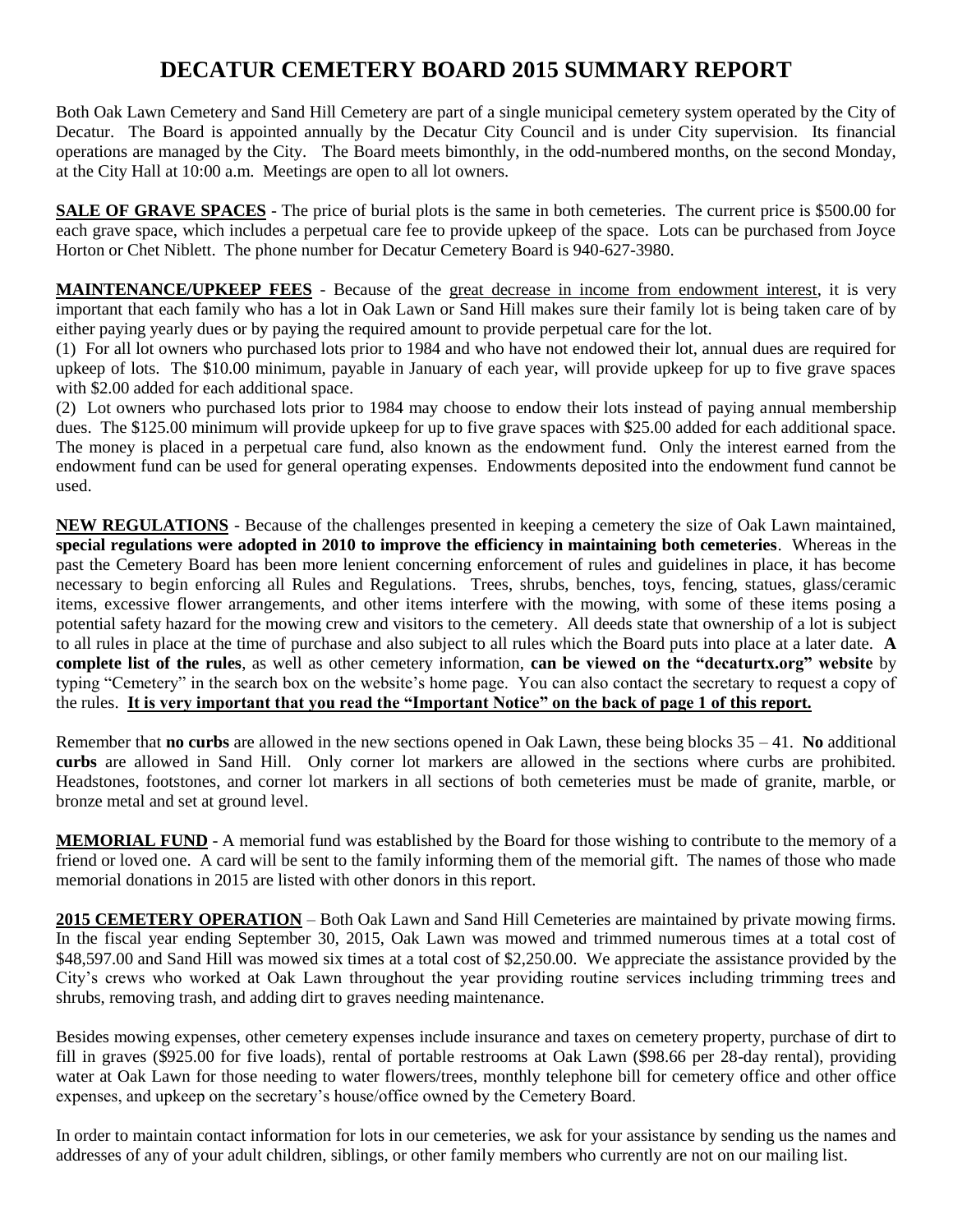# DECATUR CEMETERY BOARD 2015 SUMMARY REPORT

Both Oak Lawn Cemetery and Sand Hill Cemetery are part of a single municipal cemetery system operated by the City of Decatur. The Board is appointed annually by the Decatur City Council and is under City supervision. Its financial operations are managed by the City. The Board meets bimonthly, in the odd-numbered months, on the second Monday, at the City Hall at 10:00 a.m. Meetings are open to all lot owners.

**SALE OF GRAVE SPACES** - The price of burial plots is the same in both cemeteries. The current price is $500.00 for each grave space, which includes a perpetual care fee to provide upkeep of the space. Lots can be purchased from Joyce Horton or Chet Niblett. The phone number for Decatur Cemetery Board is 940-627-3980.

**MAINTENANCE/UPKEEP FEES** - Because of the great decrease in income from endowment interest, it is very important that each family who has a lot in Oak Lawn or Sand Hill makes sure their family lot is being taken care of by either paying yearly dues or by paying the required amount to provide perpetual care for the lot.

(1) For all lot owners who purchased lots prior to 1984 and who have not endowed their lot, annual dues are required for upkeep of lots. The $10.00 minimum, payable in January of each year, will provide upkeep for up to five grave spaces with $2.00 added for each additional space.

(2) Lot owners who purchased lots prior to 1984 may choose to endow their lots instead of paying annual membership dues. The $125.00 minimum will provide upkeep for up to five grave spaces with $25.00 added for each additional space. The money is placed in a perpetual care fund, also known as the endowment fund. Only the interest earned from the endowment fund can be used for general operating expenses. Endowments deposited into the endowment fund cannot be used.

**NEW REGULATIONS** - Because of the challenges presented in keeping a cemetery the size of Oak Lawn maintained, **special regulations were adopted in 2010 to improve the efficiency in maintaining both cemeteries**. Whereas in the past the Cemetery Board has been more lenient concerning enforcement of rules and guidelines in place, it has become necessary to begin enforcing all Rules and Regulations. Trees, shrubs, benches, toys, fencing, statues, glass/ceramic items, excessive flower arrangements, and other items interfere with the mowing, with some of these items posing a potential safety hazard for the mowing crew and visitors to the cemetery. All deeds state that ownership of a lot is subject to all rules in place at the time of purchase and also subject to all rules which the Board puts into place at a later date. **A complete list of the rules**, as well as other cemetery information, **can be viewed on the "decaturtx.org" website** by typing "Cemetery" in the search box on the website's home page. You can also contact the secretary to request a copy of the rules. **It is very important that you read the "Important Notice" on the back of page 1 of this report.**

Remember that **no curbs** are allowed in the new sections opened in Oak Lawn, these being blocks 35 – 41. **No** additional **curbs** are allowed in Sand Hill. Only corner lot markers are allowed in the sections where curbs are prohibited. Headstones, footstones, and corner lot markers in all sections of both cemeteries must be made of granite, marble, or bronze metal and set at ground level.

**MEMORIAL FUND** - A memorial fund was established by the Board for those wishing to contribute to the memory of a friend or loved one. A card will be sent to the family informing them of the memorial gift. The names of those who made memorial donations in 2015 are listed with other donors in this report.

**2015 CEMETERY OPERATION** – Both Oak Lawn and Sand Hill Cemeteries are maintained by private mowing firms. In the fiscal year ending September 30, 2015, Oak Lawn was mowed and trimmed numerous times at a total cost of $48,597.00 and Sand Hill was mowed six times at a total cost of $2,250.00. We appreciate the assistance provided by the City's crews who worked at Oak Lawn throughout the year providing routine services including trimming trees and shrubs, removing trash, and adding dirt to graves needing maintenance.

Besides mowing expenses, other cemetery expenses include insurance and taxes on cemetery property, purchase of dirt to fill in graves ($925.00 for five loads), rental of portable restrooms at Oak Lawn ($98.66 per 28-day rental), providing water at Oak Lawn for those needing to water flowers/trees, monthly telephone bill for cemetery office and other office expenses, and upkeep on the secretary's house/office owned by the Cemetery Board.

In order to maintain contact information for lots in our cemeteries, we ask for your assistance by sending us the names and addresses of any of your adult children, siblings, or other family members who currently are not on our mailing list.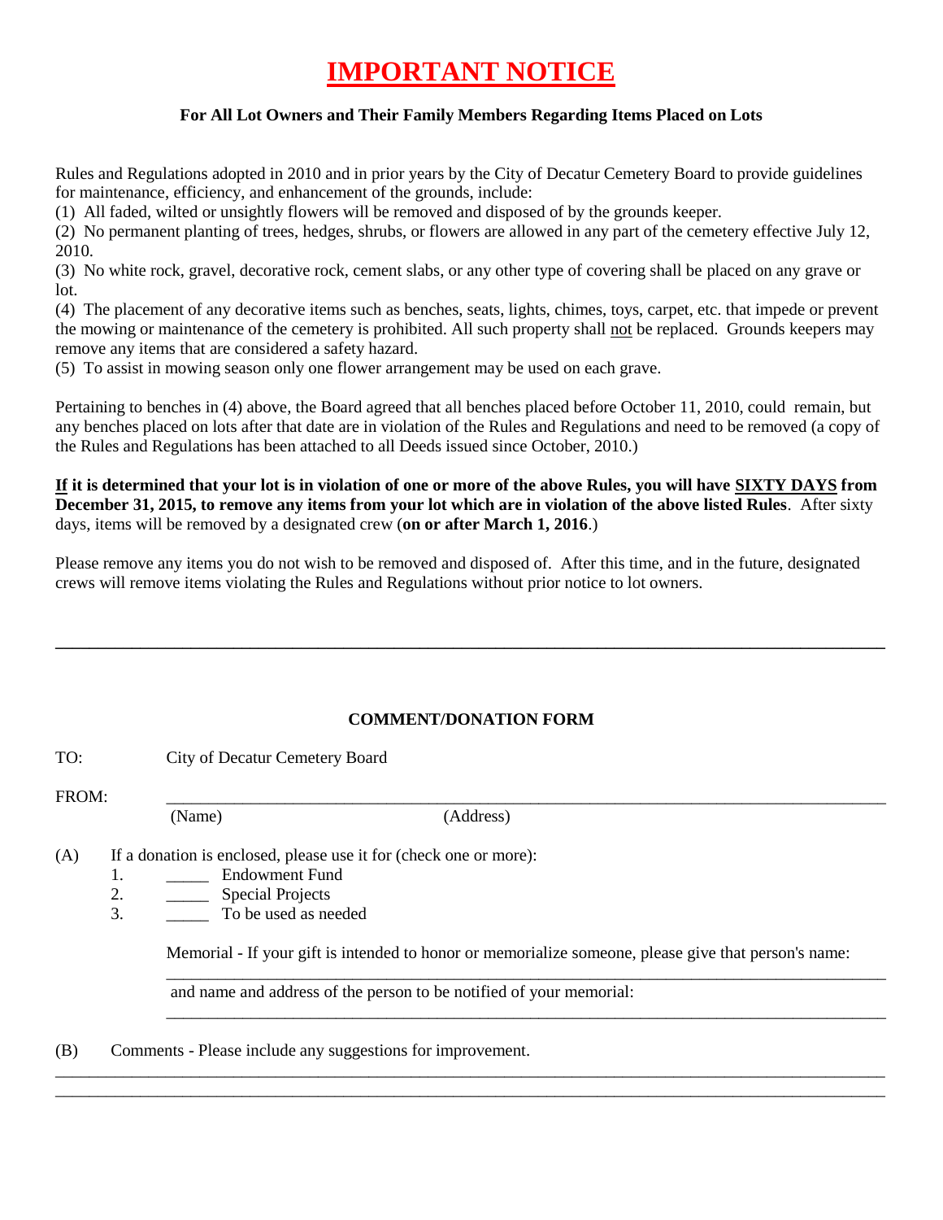# IMPORTANT NOTICE

**For All Lot Owners and Their Family Members Regarding Items Placed on Lots**

Rules and Regulations adopted in 2010 and in prior years by the City of Decatur Cemetery Board to provide guidelines for maintenance, efficiency, and enhancement of the grounds, include:

(1) All faded, wilted or unsightly flowers will be removed and disposed of by the grounds keeper.

(2) No permanent planting of trees, hedges, shrubs, or flowers are allowed in any part of the cemetery effective July 12, 2010.

(3) No white rock, gravel, decorative rock, cement slabs, or any other type of covering shall be placed on any grave or lot.

(4) The placement of any decorative items such as benches, seats, lights, chimes, toys, carpet, etc. that impede or prevent the mowing or maintenance of the cemetery is prohibited. All such property shall not be replaced. Grounds keepers may remove any items that are considered a safety hazard.

(5) To assist in mowing season only one flower arrangement may be used on each grave.

Pertaining to benches in (4) above, the Board agreed that all benches placed before October 11, 2010, could remain, but any benches placed on lots after that date are in violation of the Rules and Regulations and need to be removed (a copy of the Rules and Regulations has been attached to all Deeds issued since October, 2010.)

**If it is determined that your lot is in violation of one or more of the above Rules, you will have SIXTY DAYS from December 31, 2015, to remove any items from your lot which are in violation of the above listed Rules**. After sixty days, items will be removed by a designated crew (**on or after March 1, 2016**.)

Please remove any items you do not wish to be removed and disposed of. After this time, and in the future, designated crews will remove items violating the Rules and Regulations without prior notice to lot owners.

---

### COMMENT/DONATION FORM

TO: City of Decatur Cemetery Board

FROM: ______________________________________________________________________

(Name) (Address)

(A) If a donation is enclosed, please use it for (check one or more):

1. _____ Endowment Fund
2. _____ Special Projects
3. _____ To be used as needed

Memorial - If your gift is intended to honor or memorialize someone, please give that person's name:

______________________________________________________________________

and name and address of the person to be notified of your memorial:

______________________________________________________________________

(B) Comments - Please include any suggestions for improvement.

______________________________________________________________________

______________________________________________________________________